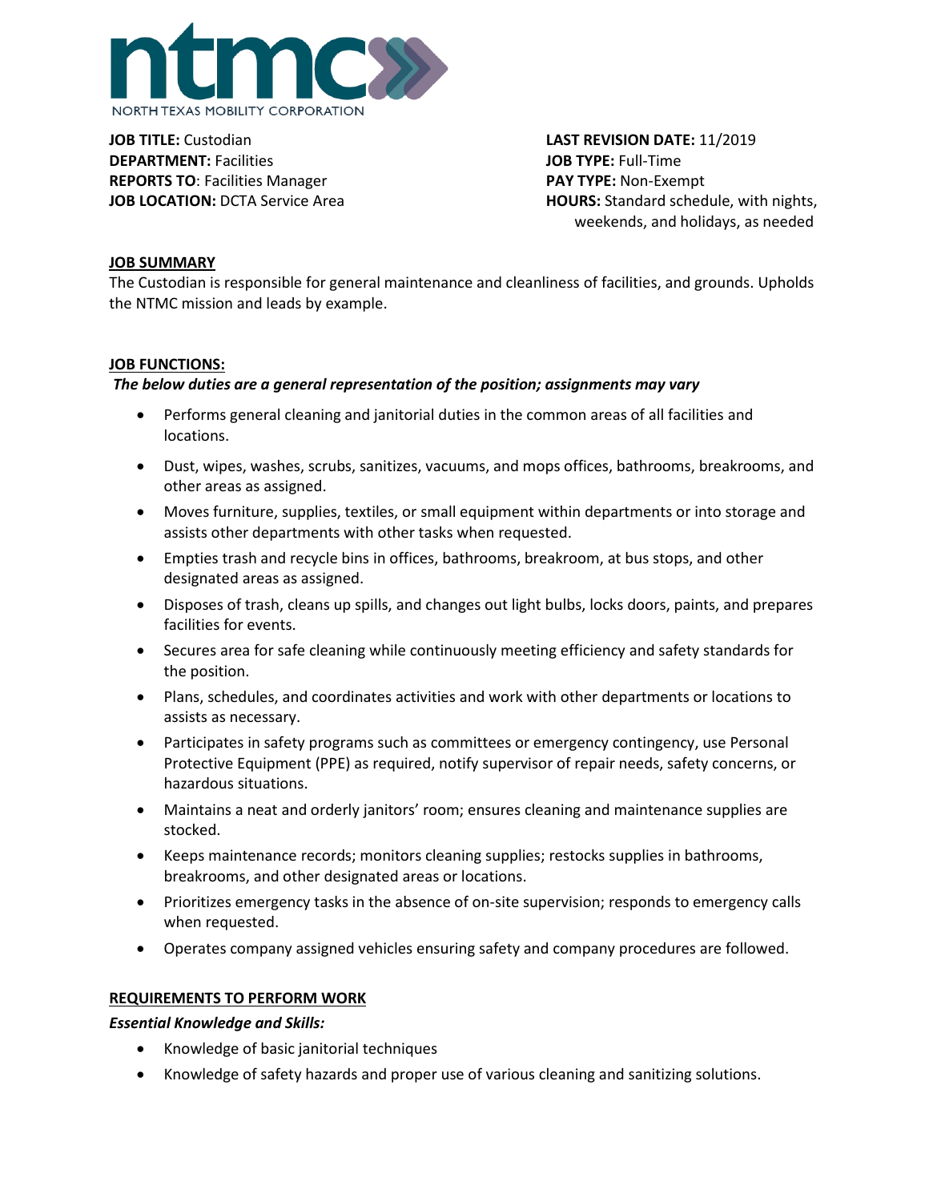NORTH TEXAS MOBILITY CORPORATION

**JOB TITLE:** Custodian
**DEPARTMENT:** Facilities
**REPORTS TO**: Facilities Manager
**JOB LOCATION:** DCTA Service Area

**LAST REVISION DATE:** 11/2019
**JOB TYPE:** Full-Time
**PAY TYPE:** Non-Exempt
**HOURS:** Standard schedule, with nights, weekends, and holidays, as needed

## JOB SUMMARY

The Custodian is responsible for general maintenance and cleanliness of facilities, and grounds. Upholds the NTMC mission and leads by example.

## JOB FUNCTIONS:

***The below duties are a general representation of the position; assignments may vary***

- Performs general cleaning and janitorial duties in the common areas of all facilities and locations.
- Dust, wipes, washes, scrubs, sanitizes, vacuums, and mops offices, bathrooms, breakrooms, and other areas as assigned.
- Moves furniture, supplies, textiles, or small equipment within departments or into storage and assists other departments with other tasks when requested.
- Empties trash and recycle bins in offices, bathrooms, breakroom, at bus stops, and other designated areas as assigned.
- Disposes of trash, cleans up spills, and changes out light bulbs, locks doors, paints, and prepares facilities for events.
- Secures area for safe cleaning while continuously meeting efficiency and safety standards for the position.
- Plans, schedules, and coordinates activities and work with other departments or locations to assists as necessary.
- Participates in safety programs such as committees or emergency contingency, use Personal Protective Equipment (PPE) as required, notify supervisor of repair needs, safety concerns, or hazardous situations.
- Maintains a neat and orderly janitors' room; ensures cleaning and maintenance supplies are stocked.
- Keeps maintenance records; monitors cleaning supplies; restocks supplies in bathrooms, breakrooms, and other designated areas or locations.
- Prioritizes emergency tasks in the absence of on-site supervision; responds to emergency calls when requested.
- Operates company assigned vehicles ensuring safety and company procedures are followed.

## REQUIREMENTS TO PERFORM WORK

***Essential Knowledge and Skills:***

- Knowledge of basic janitorial techniques
- Knowledge of safety hazards and proper use of various cleaning and sanitizing solutions.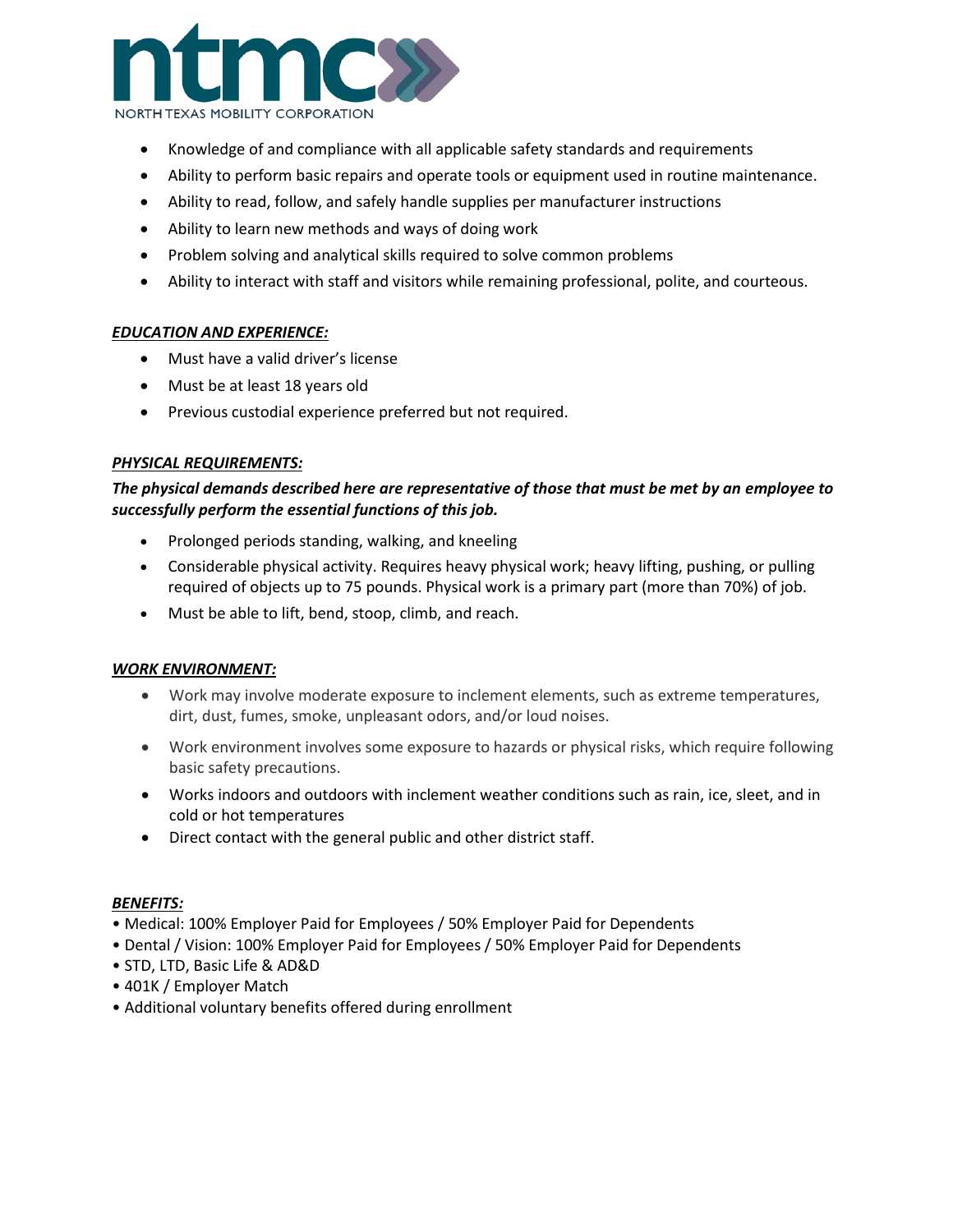NORTH TEXAS MOBILITY CORPORATION

- Knowledge of and compliance with all applicable safety standards and requirements
- Ability to perform basic repairs and operate tools or equipment used in routine maintenance.
- Ability to read, follow, and safely handle supplies per manufacturer instructions
- Ability to learn new methods and ways of doing work
- Problem solving and analytical skills required to solve common problems
- Ability to interact with staff and visitors while remaining professional, polite, and courteous.

***EDUCATION AND EXPERIENCE:***

- Must have a valid driver's license
- Must be at least 18 years old
- Previous custodial experience preferred but not required.

***PHYSICAL REQUIREMENTS:***

***The physical demands described here are representative of those that must be met by an employee to successfully perform the essential functions of this job.***

- Prolonged periods standing, walking, and kneeling
- Considerable physical activity. Requires heavy physical work; heavy lifting, pushing, or pulling required of objects up to 75 pounds. Physical work is a primary part (more than 70%) of job.
- Must be able to lift, bend, stoop, climb, and reach.

***WORK ENVIRONMENT:***

- Work may involve moderate exposure to inclement elements, such as extreme temperatures, dirt, dust, fumes, smoke, unpleasant odors, and/or loud noises.
- Work environment involves some exposure to hazards or physical risks, which require following basic safety precautions.
- Works indoors and outdoors with inclement weather conditions such as rain, ice, sleet, and in cold or hot temperatures
- Direct contact with the general public and other district staff.

***BENEFITS:***

- Medical: 100% Employer Paid for Employees / 50% Employer Paid for Dependents
- Dental / Vision: 100% Employer Paid for Employees / 50% Employer Paid for Dependents
- STD, LTD, Basic Life & AD&D
- 401K / Employer Match
- Additional voluntary benefits offered during enrollment